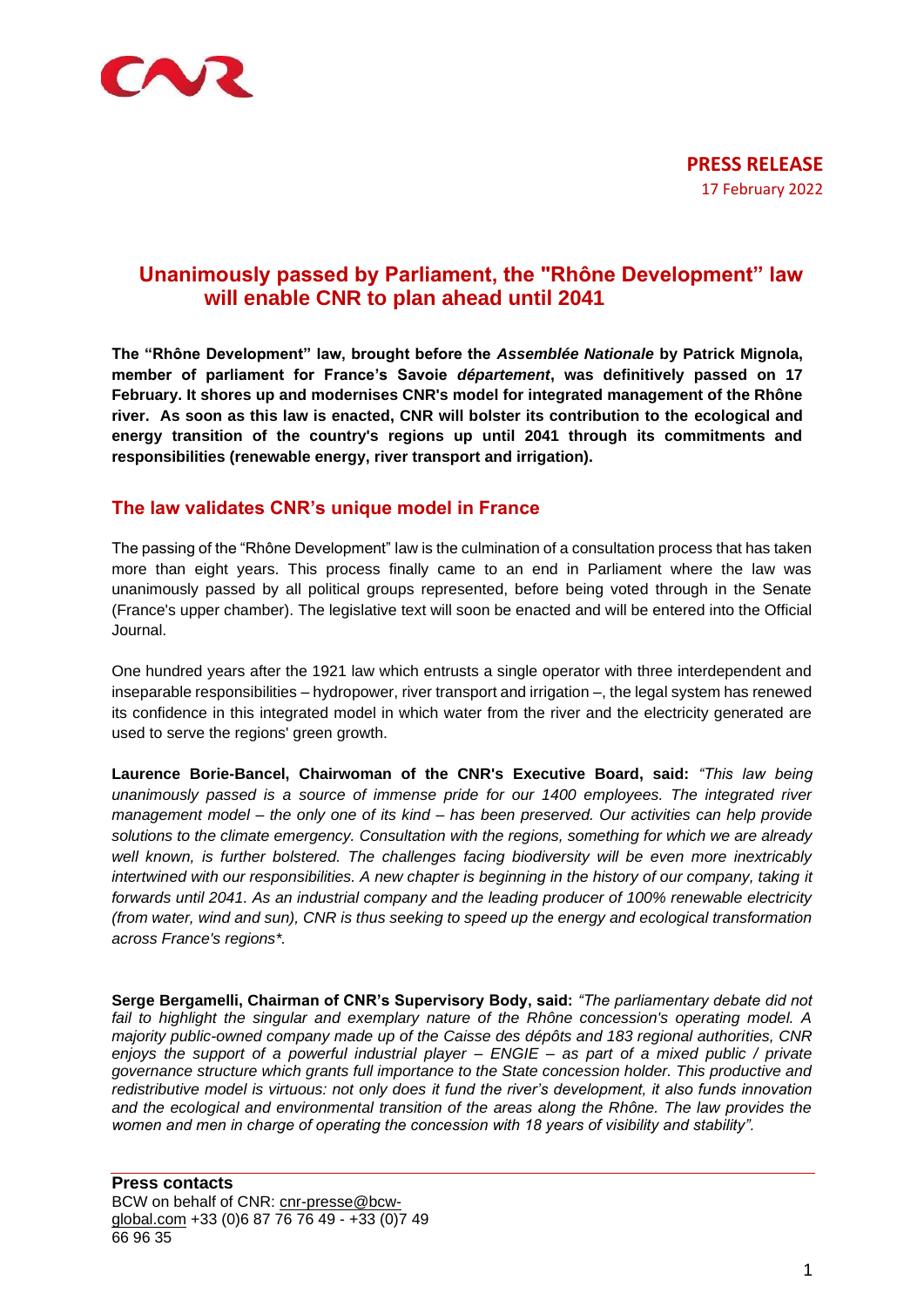**PRESS RELEASE**
17 February 2022

# Unanimously passed by Parliament, the "Rhône Development" law will enable CNR to plan ahead until 2041

**The "Rhône Development" law, brought before the *Assemblée Nationale* by Patrick Mignola, member of parliament for France's Savoie *département*, was definitively passed on 17 February. It shores up and modernises CNR's model for integrated management of the Rhône river. As soon as this law is enacted, CNR will bolster its contribution to the ecological and energy transition of the country's regions up until 2041 through its commitments and responsibilities (renewable energy, river transport and irrigation).**

## The law validates CNR's unique model in France

The passing of the "Rhône Development" law is the culmination of a consultation process that has taken more than eight years. This process finally came to an end in Parliament where the law was unanimously passed by all political groups represented, before being voted through in the Senate (France's upper chamber). The legislative text will soon be enacted and will be entered into the Official Journal.

One hundred years after the 1921 law which entrusts a single operator with three interdependent and inseparable responsibilities – hydropower, river transport and irrigation –, the legal system has renewed its confidence in this integrated model in which water from the river and the electricity generated are used to serve the regions' green growth.

**Laurence Borie-Bancel, Chairwoman of the CNR's Executive Board, said:** *"This law being unanimously passed is a source of immense pride for our 1400 employees. The integrated river management model – the only one of its kind – has been preserved. Our activities can help provide solutions to the climate emergency. Consultation with the regions, something for which we are already well known, is further bolstered. The challenges facing biodiversity will be even more inextricably intertwined with our responsibilities. A new chapter is beginning in the history of our company, taking it forwards until 2041. As an industrial company and the leading producer of 100% renewable electricity (from water, wind and sun), CNR is thus seeking to speed up the energy and ecological transformation across France's regions*".*

**Serge Bergamelli, Chairman of CNR's Supervisory Body, said:** *"The parliamentary debate did not fail to highlight the singular and exemplary nature of the Rhône concession's operating model. A majority public-owned company made up of the Caisse des dépôts and 183 regional authorities, CNR enjoys the support of a powerful industrial player – ENGIE – as part of a mixed public / private governance structure which grants full importance to the State concession holder. This productive and redistributive model is virtuous: not only does it fund the river's development, it also funds innovation and the ecological and environmental transition of the areas along the Rhône. The law provides the women and men in charge of operating the concession with 18 years of visibility and stability".*

---

**Press contacts**
BCW on behalf of CNR: cnr-presse@bcw-global.com +33 (0)6 87 76 76 49 - +33 (0)7 49 66 96 35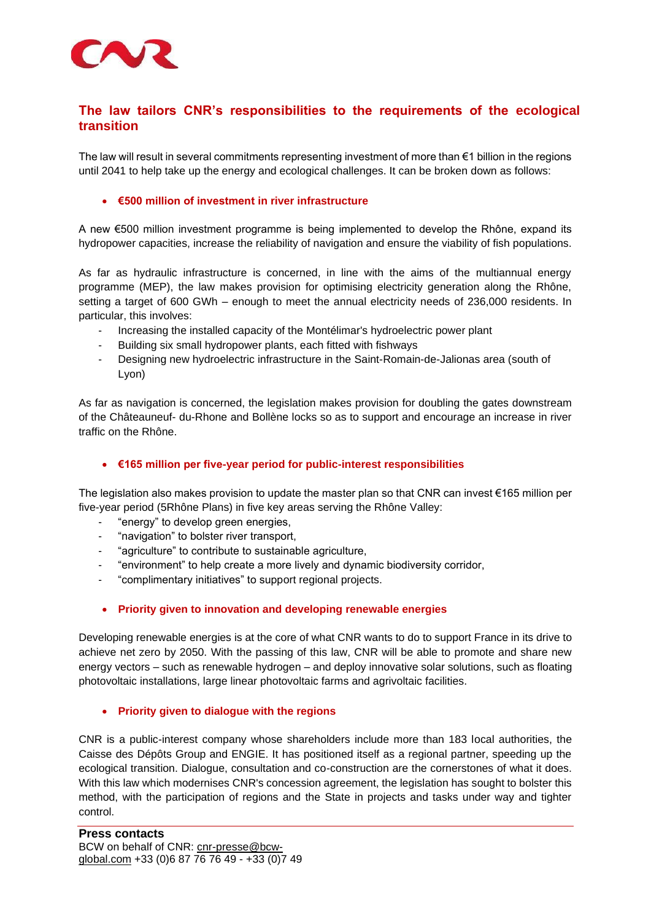## The law tailors CNR's responsibilities to the requirements of the ecological transition

The law will result in several commitments representing investment of more than €1 billion in the regions until 2041 to help take up the energy and ecological challenges. It can be broken down as follows:

- **€500 million of investment in river infrastructure**

A new €500 million investment programme is being implemented to develop the Rhône, expand its hydropower capacities, increase the reliability of navigation and ensure the viability of fish populations.

As far as hydraulic infrastructure is concerned, in line with the aims of the multiannual energy programme (MEP), the law makes provision for optimising electricity generation along the Rhône, setting a target of 600 GWh – enough to meet the annual electricity needs of 236,000 residents. In particular, this involves:

- Increasing the installed capacity of the Montélimar's hydroelectric power plant
- Building six small hydropower plants, each fitted with fishways
- Designing new hydroelectric infrastructure in the Saint-Romain-de-Jalionas area (south of Lyon)

As far as navigation is concerned, the legislation makes provision for doubling the gates downstream of the Châteauneuf- du-Rhone and Bollène locks so as to support and encourage an increase in river traffic on the Rhône.

- **€165 million per five-year period for public-interest responsibilities**

The legislation also makes provision to update the master plan so that CNR can invest €165 million per five-year period (5Rhône Plans) in five key areas serving the Rhône Valley:

- "energy" to develop green energies,
- "navigation" to bolster river transport,
- "agriculture" to contribute to sustainable agriculture,
- "environment" to help create a more lively and dynamic biodiversity corridor,
- "complimentary initiatives" to support regional projects.

- **Priority given to innovation and developing renewable energies**

Developing renewable energies is at the core of what CNR wants to do to support France in its drive to achieve net zero by 2050. With the passing of this law, CNR will be able to promote and share new energy vectors – such as renewable hydrogen – and deploy innovative solar solutions, such as floating photovoltaic installations, large linear photovoltaic farms and agrivoltaic facilities.

- **Priority given to dialogue with the regions**

CNR is a public-interest company whose shareholders include more than 183 local authorities, the Caisse des Dépôts Group and ENGIE. It has positioned itself as a regional partner, speeding up the ecological transition. Dialogue, consultation and co-construction are the cornerstones of what it does. With this law which modernises CNR's concession agreement, the legislation has sought to bolster this method, with the participation of regions and the State in projects and tasks under way and tighter control.

**Press contacts**

BCW on behalf of CNR: cnr-presse@bcw-global.com +33 (0)6 87 76 76 49 - +33 (0)7 49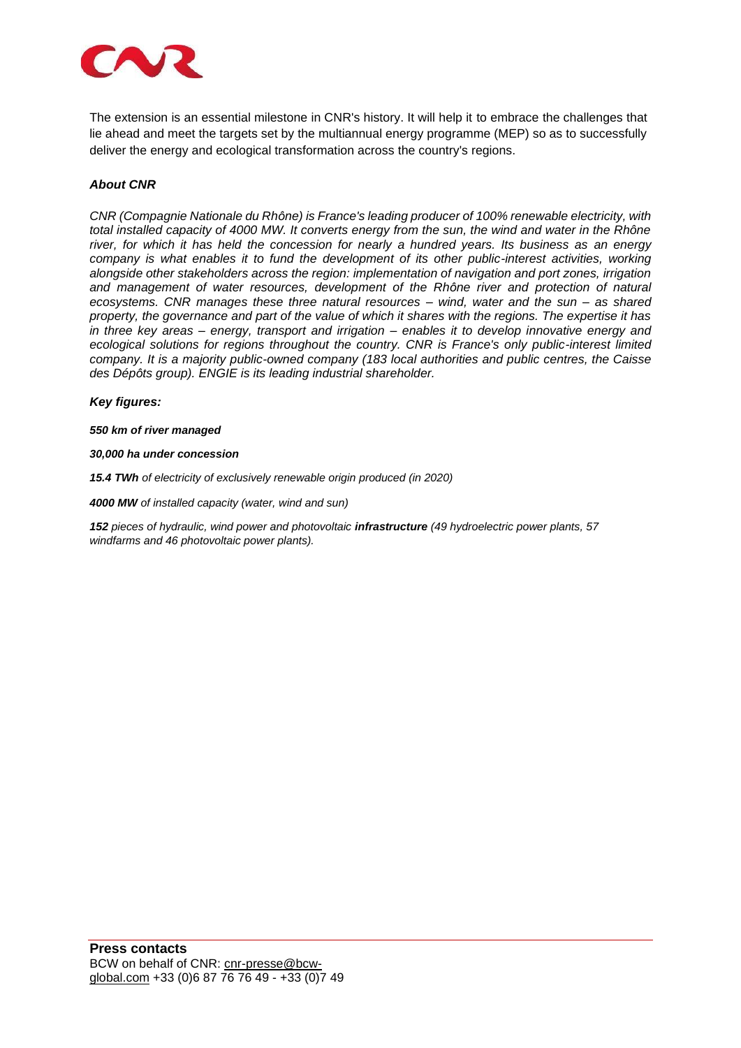The extension is an essential milestone in CNR's history. It will help it to embrace the challenges that lie ahead and meet the targets set by the multiannual energy programme (MEP) so as to successfully deliver the energy and ecological transformation across the country's regions.

***About CNR***

*CNR (Compagnie Nationale du Rhône) is France's leading producer of 100% renewable electricity, with total installed capacity of 4000 MW. It converts energy from the sun, the wind and water in the Rhône river, for which it has held the concession for nearly a hundred years. Its business as an energy company is what enables it to fund the development of its other public-interest activities, working alongside other stakeholders across the region: implementation of navigation and port zones, irrigation and management of water resources, development of the Rhône river and protection of natural ecosystems. CNR manages these three natural resources – wind, water and the sun – as shared property, the governance and part of the value of which it shares with the regions. The expertise it has in three key areas – energy, transport and irrigation – enables it to develop innovative energy and ecological solutions for regions throughout the country. CNR is France's only public-interest limited company. It is a majority public-owned company (183 local authorities and public centres, the Caisse des Dépôts group). ENGIE is its leading industrial shareholder.*

***Key figures:***

***550 km of river managed***

***30,000 ha under concession***

***15.4 TWh** of electricity of exclusively renewable origin produced (in 2020)*

***4000 MW** of installed capacity (water, wind and sun)*

***152** pieces of hydraulic, wind power and photovoltaic **infrastructure** (49 hydroelectric power plants, 57 windfarms and 46 photovoltaic power plants).*

**Press contacts**
BCW on behalf of CNR: cnr-presse@bcw-global.com +33 (0)6 87 76 76 49 - +33 (0)7 49